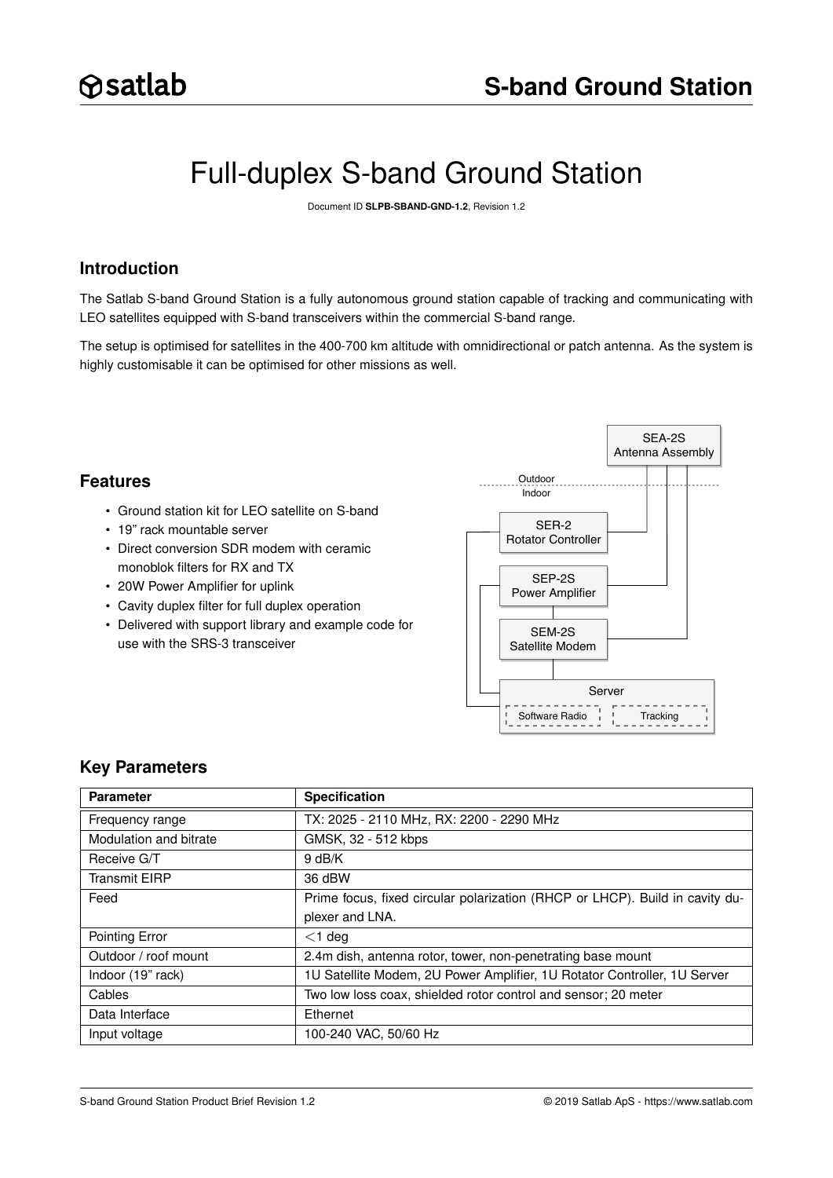# Full-duplex S-band Ground Station

Document ID **SLPB-SBAND-GND-1.2**, Revision 1.2

## Introduction

The Satlab S-band Ground Station is a fully autonomous ground station capable of tracking and communicating with LEO satellites equipped with S-band transceivers within the commercial S-band range.

The setup is optimised for satellites in the 400-700 km altitude with omnidirectional or patch antenna. As the system is highly customisable it can be optimised for other missions as well.

## Features

- Ground station kit for LEO satellite on S-band
- 19" rack mountable server
- Direct conversion SDR modem with ceramic monoblok filters for RX and TX
- 20W Power Amplifier for uplink
- Cavity duplex filter for full duplex operation
- Delivered with support library and example code for use with the SRS-3 transceiver

SEA-2S Antenna Assembly

Outdoor

Indoor

SER-2 Rotator Controller

SEP-2S Power Amplifier

SEM-2S Satellite Modem

Server

Software Radio

Tracking

## Key Parameters

| Parameter | Specification |
|---|---|
| Frequency range | TX: 2025 - 2110 MHz, RX: 2200 - 2290 MHz |
| Modulation and bitrate | GMSK, 32 - 512 kbps |
| Receive G/T | 9 dB/K |
| Transmit EIRP | 36 dBW |
| Feed | Prime focus, fixed circular polarization (RHCP or LHCP). Build in cavity duplexer and LNA. |
| Pointing Error | <1 deg |
| Outdoor / roof mount | 2.4m dish, antenna rotor, tower, non-penetrating base mount |
| Indoor (19" rack) | 1U Satellite Modem, 2U Power Amplifier, 1U Rotator Controller, 1U Server |
| Cables | Two low loss coax, shielded rotor control and sensor; 20 meter |
| Data Interface | Ethernet |
| Input voltage | 100-240 VAC, 50/60 Hz |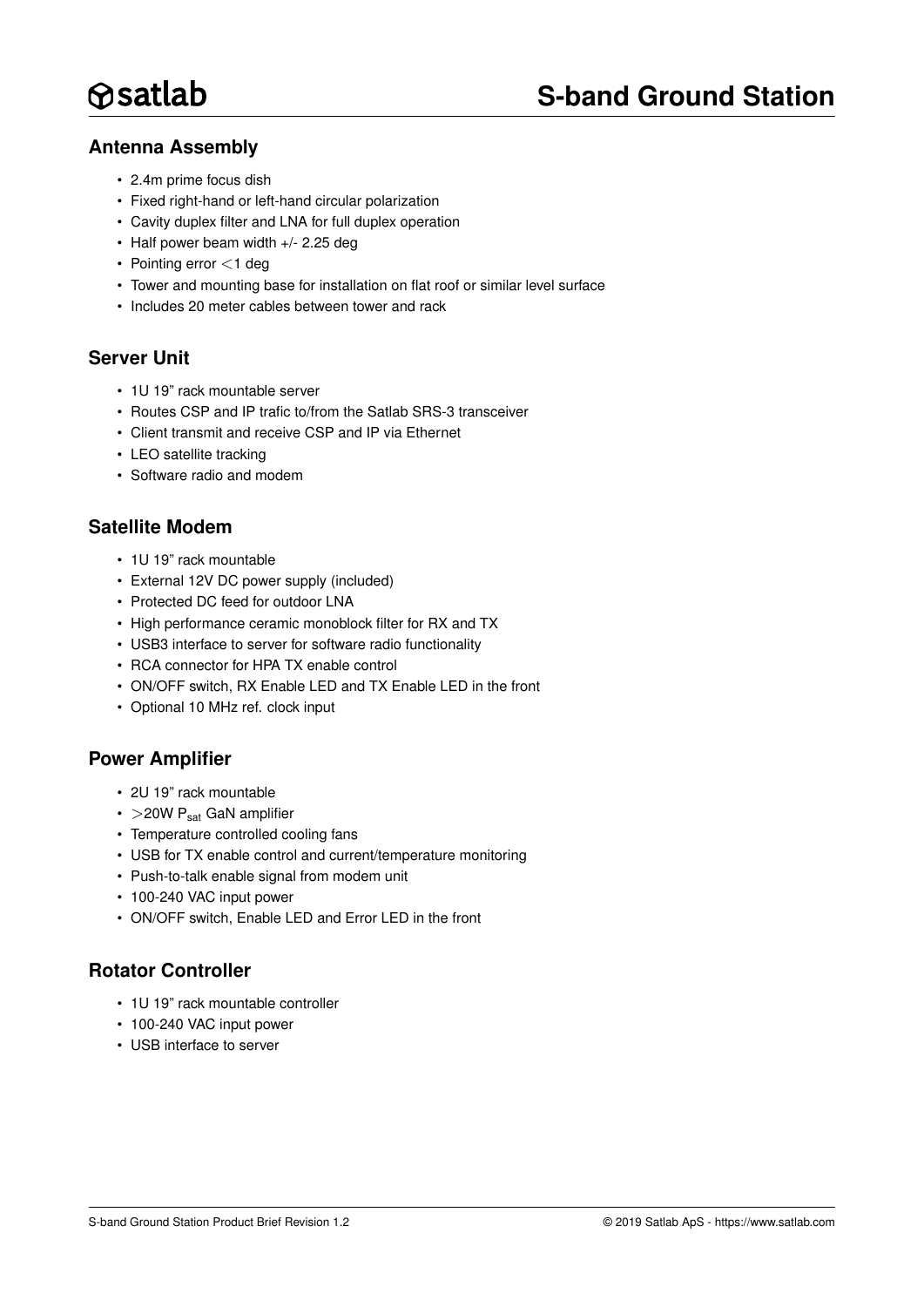## Antenna Assembly

- 2.4m prime focus dish
- Fixed right-hand or left-hand circular polarization
- Cavity duplex filter and LNA for full duplex operation
- Half power beam width +/- 2.25 deg
- Pointing error $<$1 deg
- Tower and mounting base for installation on flat roof or similar level surface
- Includes 20 meter cables between tower and rack

## Server Unit

- 1U 19" rack mountable server
- Routes CSP and IP trafic to/from the Satlab SRS-3 transceiver
- Client transmit and receive CSP and IP via Ethernet
- LEO satellite tracking
- Software radio and modem

## Satellite Modem

- 1U 19" rack mountable
- External 12V DC power supply (included)
- Protected DC feed for outdoor LNA
- High performance ceramic monoblock filter for RX and TX
- USB3 interface to server for software radio functionality
- RCA connector for HPA TX enable control
- ON/OFF switch, RX Enable LED and TX Enable LED in the front
- Optional 10 MHz ref. clock input

## Power Amplifier

- 2U 19" rack mountable
- $>$20W $P_{sat}$ GaN amplifier
- Temperature controlled cooling fans
- USB for TX enable control and current/temperature monitoring
- Push-to-talk enable signal from modem unit
- 100-240 VAC input power
- ON/OFF switch, Enable LED and Error LED in the front

## Rotator Controller

- 1U 19" rack mountable controller
- 100-240 VAC input power
- USB interface to server